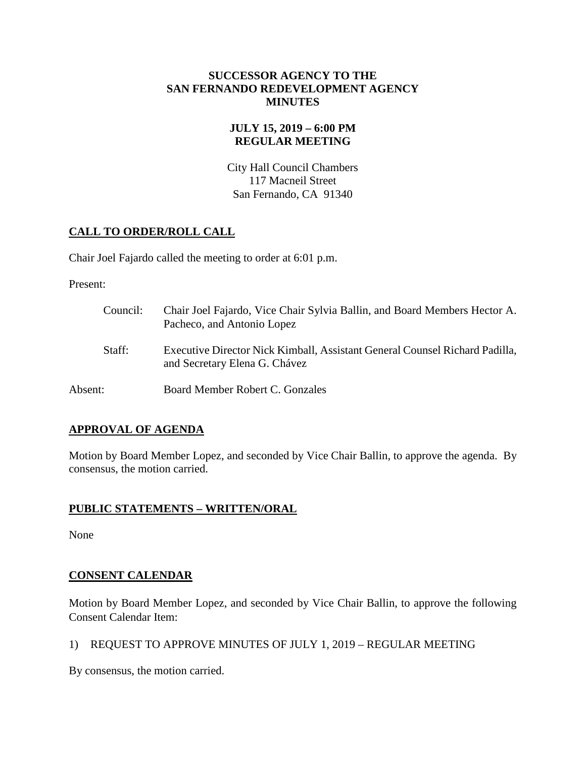**SUCCESSOR AGENCY TO THE**
**SAN FERNANDO REDEVELOPMENT AGENCY**
**MINUTES**

**JULY 15, 2019 – 6:00 PM**
**REGULAR MEETING**

City Hall Council Chambers
117 Macneil Street
San Fernando, CA 91340

## CALL TO ORDER/ROLL CALL

Chair Joel Fajardo called the meeting to order at 6:01 p.m.

Present:

Council: Chair Joel Fajardo, Vice Chair Sylvia Ballin, and Board Members Hector A. Pacheco, and Antonio Lopez

Staff: Executive Director Nick Kimball, Assistant General Counsel Richard Padilla, and Secretary Elena G. Chávez

Absent: Board Member Robert C. Gonzales

## APPROVAL OF AGENDA

Motion by Board Member Lopez, and seconded by Vice Chair Ballin, to approve the agenda. By consensus, the motion carried.

## PUBLIC STATEMENTS – WRITTEN/ORAL

None

## CONSENT CALENDAR

Motion by Board Member Lopez, and seconded by Vice Chair Ballin, to approve the following Consent Calendar Item:

1) REQUEST TO APPROVE MINUTES OF JULY 1, 2019 – REGULAR MEETING

By consensus, the motion carried.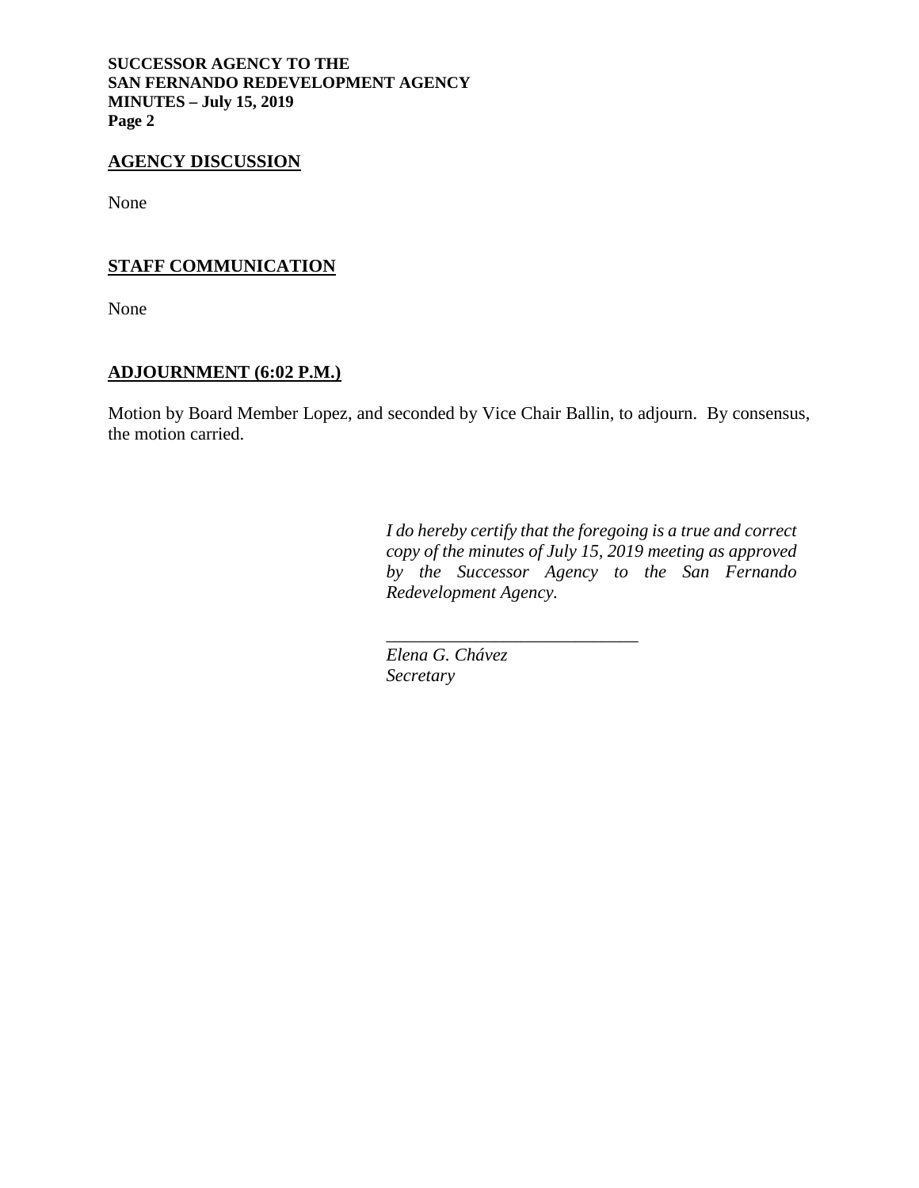## AGENCY DISCUSSION

None

## STAFF COMMUNICATION

None

## ADJOURNMENT (6:02 P.M.)

Motion by Board Member Lopez, and seconded by Vice Chair Ballin, to adjourn. By consensus, the motion carried.

*I do hereby certify that the foregoing is a true and correct copy of the minutes of July 15, 2019 meeting as approved by the Successor Agency to the San Fernando Redevelopment Agency.*

\_\_\_\_\_\_\_\_\_\_\_\_\_\_\_\_\_\_\_\_\_\_\_\_\_\_\_\_

*Elena G. Chávez*
*Secretary*